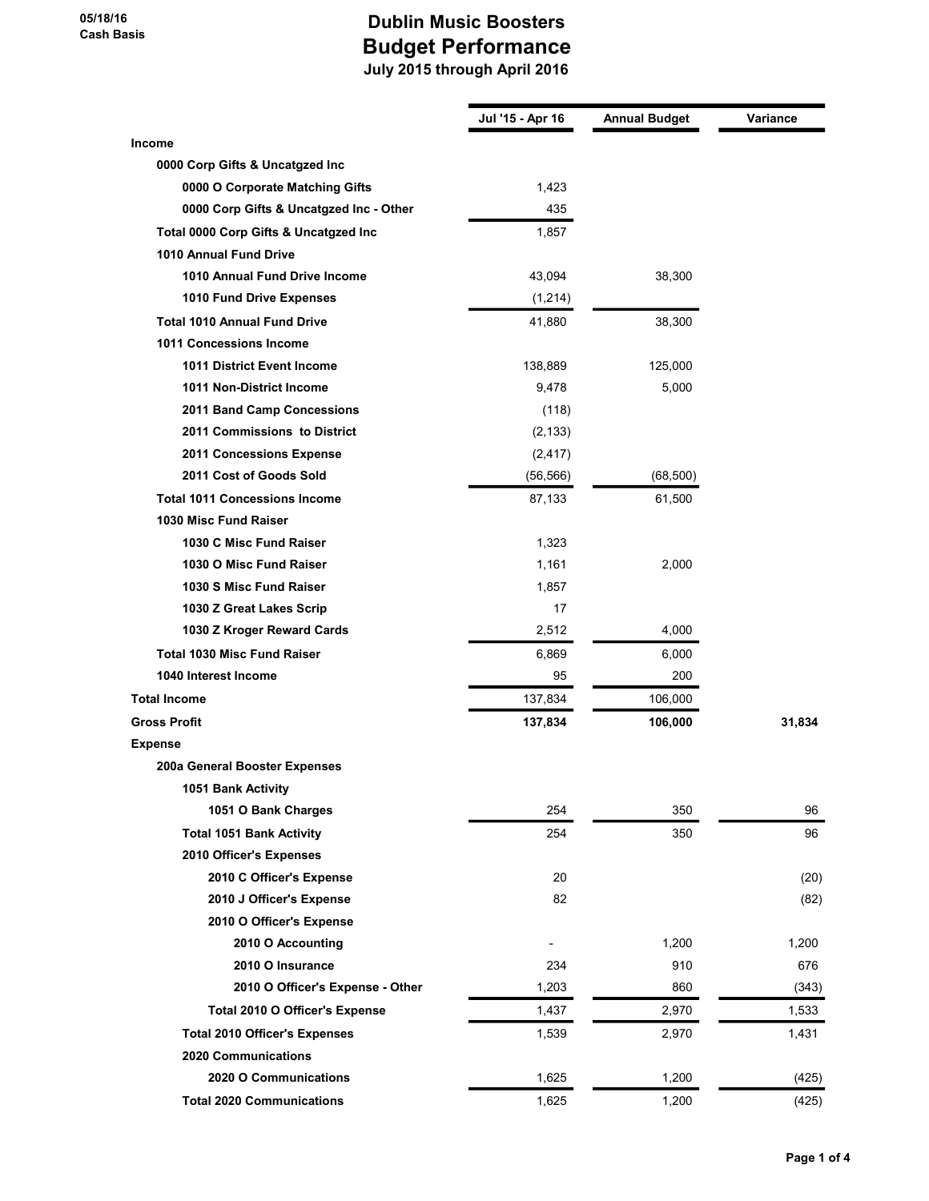05/18/16
Cash Basis

# Dublin Music Boosters
## Budget Performance
### July 2015 through April 2016

| | Jul '15 - Apr 16 | Annual Budget | Variance |
|---|---|---|---|
| **Income** | | | |
| **0000 Corp Gifts & Uncatgzed Inc** | | | |
| **0000 O Corporate Matching Gifts** | 1,423 | | |
| **0000 Corp Gifts & Uncatgzed Inc - Other** | 435 | | |
| **Total 0000 Corp Gifts & Uncatgzed Inc** | 1,857 | | |
| **1010 Annual Fund Drive** | | | |
| **1010 Annual Fund Drive Income** | 43,094 | 38,300 | |
| **1010 Fund Drive Expenses** | (1,214) | | |
| **Total 1010 Annual Fund Drive** | 41,880 | 38,300 | |
| **1011 Concessions Income** | | | |
| **1011 District Event Income** | 138,889 | 125,000 | |
| **1011 Non-District Income** | 9,478 | 5,000 | |
| **2011 Band Camp Concessions** | (118) | | |
| **2011 Commissions to District** | (2,133) | | |
| **2011 Concessions Expense** | (2,417) | | |
| **2011 Cost of Goods Sold** | (56,566) | (68,500) | |
| **Total 1011 Concessions Income** | 87,133 | 61,500 | |
| **1030 Misc Fund Raiser** | | | |
| **1030 C Misc Fund Raiser** | 1,323 | | |
| **1030 O Misc Fund Raiser** | 1,161 | 2,000 | |
| **1030 S Misc Fund Raiser** | 1,857 | | |
| **1030 Z Great Lakes Scrip** | 17 | | |
| **1030 Z Kroger Reward Cards** | 2,512 | 4,000 | |
| **Total 1030 Misc Fund Raiser** | 6,869 | 6,000 | |
| **1040 Interest Income** | 95 | 200 | |
| **Total Income** | 137,834 | 106,000 | |
| **Gross Profit** | **137,834** | **106,000** | **31,834** |
| **Expense** | | | |
| **200a General Booster Expenses** | | | |
| **1051 Bank Activity** | | | |
| **1051 O Bank Charges** | 254 | 350 | 96 |
| **Total 1051 Bank Activity** | 254 | 350 | 96 |
| **2010 Officer's Expenses** | | | |
| **2010 C Officer's Expense** | 20 | | (20) |
| **2010 J Officer's Expense** | 82 | | (82) |
| **2010 O Officer's Expense** | | | |
| **2010 O Accounting** | - | 1,200 | 1,200 |
| **2010 O Insurance** | 234 | 910 | 676 |
| **2010 O Officer's Expense - Other** | 1,203 | 860 | (343) |
| **Total 2010 O Officer's Expense** | 1,437 | 2,970 | 1,533 |
| **Total 2010 Officer's Expenses** | 1,539 | 2,970 | 1,431 |
| **2020 Communications** | | | |
| **2020 O Communications** | 1,625 | 1,200 | (425) |
| **Total 2020 Communications** | 1,625 | 1,200 | (425) |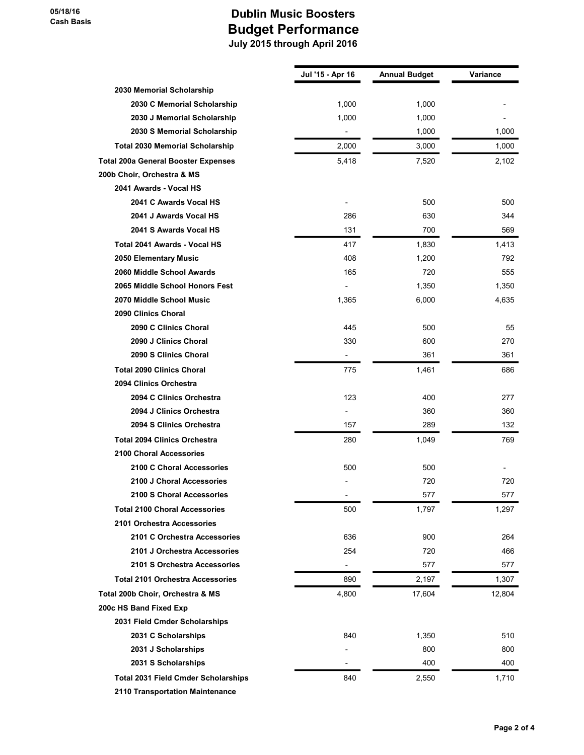# Dublin Music Boosters
## Budget Performance
### July 2015 through April 2016

05/18/16
Cash Basis

| | Jul '15 - Apr 16 | Annual Budget | Variance |
|---|---|---|---|
| 2030 Memorial Scholarship | | | |
| 2030 C Memorial Scholarship | 1,000 | 1,000 | - |
| 2030 J Memorial Scholarship | 1,000 | 1,000 | - |
| 2030 S Memorial Scholarship | - | 1,000 | 1,000 |
| Total 2030 Memorial Scholarship | 2,000 | 3,000 | 1,000 |
| Total 200a General Booster Expenses | 5,418 | 7,520 | 2,102 |
| 200b Choir, Orchestra & MS | | | |
| 2041 Awards - Vocal HS | | | |
| 2041 C Awards Vocal HS | - | 500 | 500 |
| 2041 J Awards Vocal HS | 286 | 630 | 344 |
| 2041 S Awards Vocal HS | 131 | 700 | 569 |
| Total 2041 Awards - Vocal HS | 417 | 1,830 | 1,413 |
| 2050 Elementary Music | 408 | 1,200 | 792 |
| 2060 Middle School Awards | 165 | 720 | 555 |
| 2065 Middle School Honors Fest | - | 1,350 | 1,350 |
| 2070 Middle School Music | 1,365 | 6,000 | 4,635 |
| 2090 Clinics Choral | | | |
| 2090 C Clinics Choral | 445 | 500 | 55 |
| 2090 J Clinics Choral | 330 | 600 | 270 |
| 2090 S Clinics Choral | - | 361 | 361 |
| Total 2090 Clinics Choral | 775 | 1,461 | 686 |
| 2094 Clinics Orchestra | | | |
| 2094 C Clinics Orchestra | 123 | 400 | 277 |
| 2094 J Clinics Orchestra | - | 360 | 360 |
| 2094 S Clinics Orchestra | 157 | 289 | 132 |
| Total 2094 Clinics Orchestra | 280 | 1,049 | 769 |
| 2100 Choral Accessories | | | |
| 2100 C Choral Accessories | 500 | 500 | - |
| 2100 J Choral Accessories | - | 720 | 720 |
| 2100 S Choral Accessories | - | 577 | 577 |
| Total 2100 Choral Accessories | 500 | 1,797 | 1,297 |
| 2101 Orchestra Accessories | | | |
| 2101 C Orchestra Accessories | 636 | 900 | 264 |
| 2101 J Orchestra Accessories | 254 | 720 | 466 |
| 2101 S Orchestra Accessories | - | 577 | 577 |
| Total 2101 Orchestra Accessories | 890 | 2,197 | 1,307 |
| Total 200b Choir, Orchestra & MS | 4,800 | 17,604 | 12,804 |
| 200c HS Band Fixed Exp | | | |
| 2031 Field Cmder Scholarships | | | |
| 2031 C Scholarships | 840 | 1,350 | 510 |
| 2031 J Scholarships | - | 800 | 800 |
| 2031 S Scholarships | - | 400 | 400 |
| Total 2031 Field Cmder Scholarships | 840 | 2,550 | 1,710 |
| 2110 Transportation Maintenance | | | |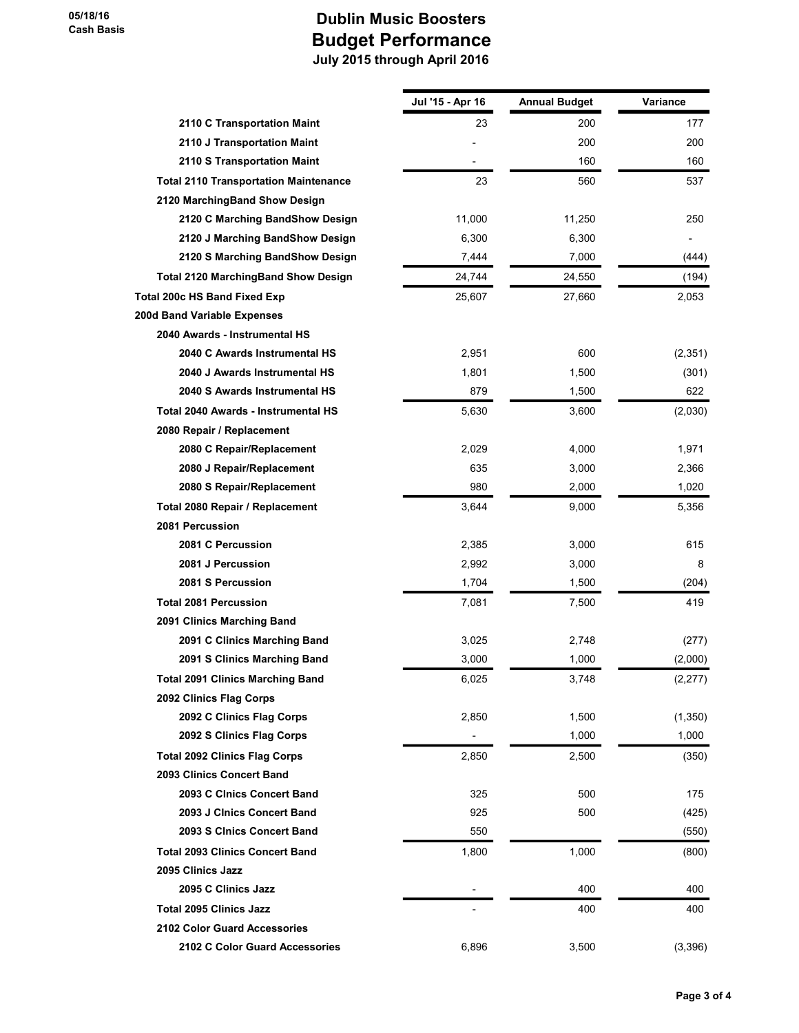# Dublin Music Boosters
## Budget Performance
### July 2015 through April 2016

05/18/16
Cash Basis

| | Jul '15 - Apr 16 | Annual Budget | Variance |
|---|---|---|---|
| 2110 C Transportation Maint | 23 | 200 | 177 |
| 2110 J Transportation Maint | - | 200 | 200 |
| 2110 S Transportation Maint | - | 160 | 160 |
| **Total 2110 Transportation Maintenance** | 23 | 560 | 537 |
| **2120 MarchingBand Show Design** | | | |
| 2120 C Marching BandShow Design | 11,000 | 11,250 | 250 |
| 2120 J Marching BandShow Design | 6,300 | 6,300 | - |
| 2120 S Marching BandShow Design | 7,444 | 7,000 | (444) |
| **Total 2120 MarchingBand Show Design** | 24,744 | 24,550 | (194) |
| **Total 200c HS Band Fixed Exp** | 25,607 | 27,660 | 2,053 |
| **200d Band Variable Expenses** | | | |
| **2040 Awards - Instrumental HS** | | | |
| 2040 C Awards Instrumental HS | 2,951 | 600 | (2,351) |
| 2040 J Awards Instrumental HS | 1,801 | 1,500 | (301) |
| 2040 S Awards Instrumental HS | 879 | 1,500 | 622 |
| **Total 2040 Awards - Instrumental HS** | 5,630 | 3,600 | (2,030) |
| **2080 Repair / Replacement** | | | |
| 2080 C Repair/Replacement | 2,029 | 4,000 | 1,971 |
| 2080 J Repair/Replacement | 635 | 3,000 | 2,366 |
| 2080 S Repair/Replacement | 980 | 2,000 | 1,020 |
| **Total 2080 Repair / Replacement** | 3,644 | 9,000 | 5,356 |
| **2081 Percussion** | | | |
| 2081 C Percussion | 2,385 | 3,000 | 615 |
| 2081 J Percussion | 2,992 | 3,000 | 8 |
| 2081 S Percussion | 1,704 | 1,500 | (204) |
| **Total 2081 Percussion** | 7,081 | 7,500 | 419 |
| **2091 Clinics Marching Band** | | | |
| 2091 C Clinics Marching Band | 3,025 | 2,748 | (277) |
| 2091 S Clinics Marching Band | 3,000 | 1,000 | (2,000) |
| **Total 2091 Clinics Marching Band** | 6,025 | 3,748 | (2,277) |
| **2092 Clinics Flag Corps** | | | |
| 2092 C Clinics Flag Corps | 2,850 | 1,500 | (1,350) |
| 2092 S Clinics Flag Corps | - | 1,000 | 1,000 |
| **Total 2092 Clinics Flag Corps** | 2,850 | 2,500 | (350) |
| **2093 Clinics Concert Band** | | | |
| 2093 C Clnics Concert Band | 325 | 500 | 175 |
| 2093 J Clnics Concert Band | 925 | 500 | (425) |
| 2093 S Clnics Concert Band | 550 | | (550) |
| **Total 2093 Clinics Concert Band** | 1,800 | 1,000 | (800) |
| **2095 Clinics Jazz** | | | |
| 2095 C Clinics Jazz | - | 400 | 400 |
| **Total 2095 Clinics Jazz** | - | 400 | 400 |
| **2102 Color Guard Accessories** | | | |
| 2102 C Color Guard Accessories | 6,896 | 3,500 | (3,396) |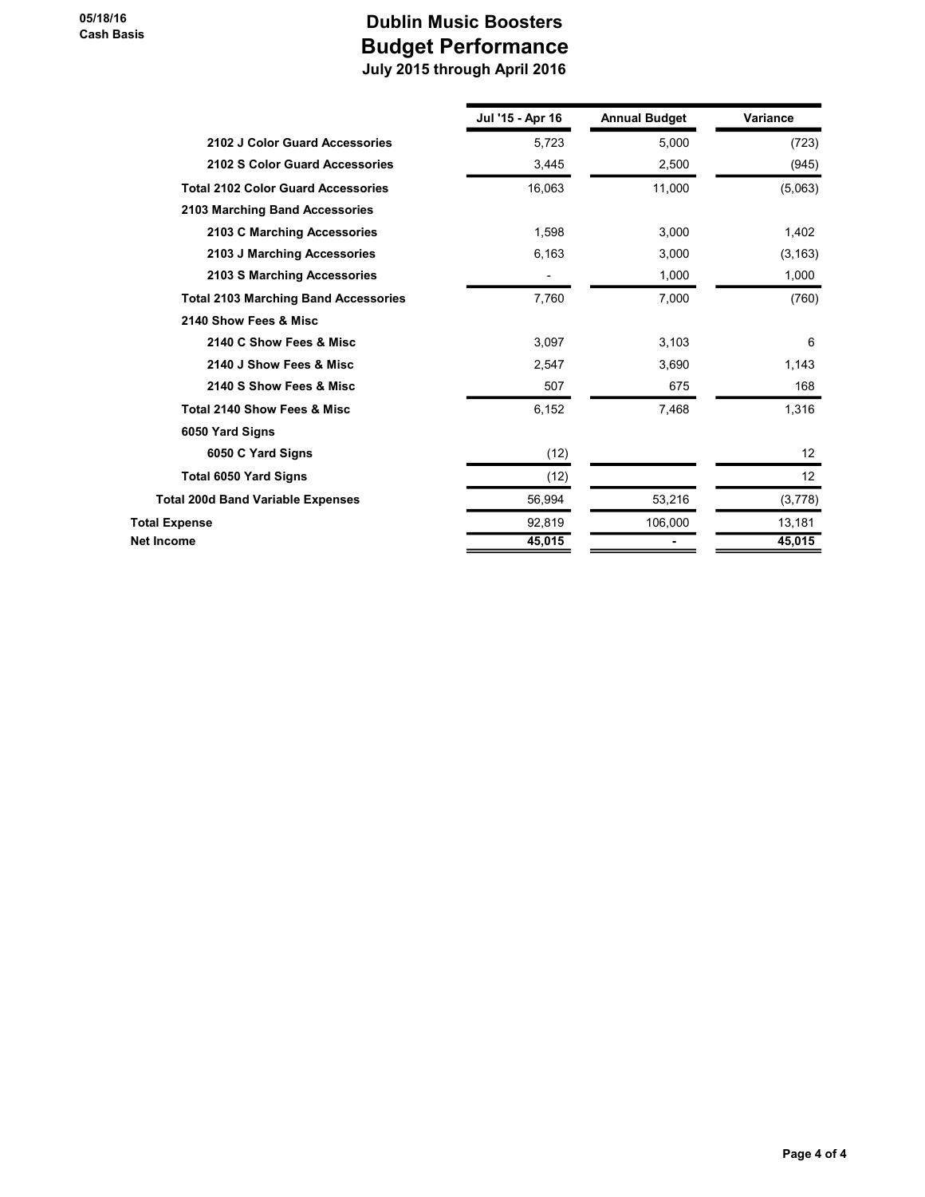05/18/16
Cash Basis

# Dublin Music Boosters
## Budget Performance
### July 2015 through April 2016

| | Jul '15 - Apr 16 | Annual Budget | Variance |
|---|---|---|---|
| **2102 J Color Guard Accessories** | 5,723 | 5,000 | (723) |
| **2102 S Color Guard Accessories** | 3,445 | 2,500 | (945) |
| **Total 2102 Color Guard Accessories** | 16,063 | 11,000 | (5,063) |
| **2103 Marching Band Accessories** | | | |
| **2103 C Marching Accessories** | 1,598 | 3,000 | 1,402 |
| **2103 J Marching Accessories** | 6,163 | 3,000 | (3,163) |
| **2103 S Marching Accessories** | - | 1,000 | 1,000 |
| **Total 2103 Marching Band Accessories** | 7,760 | 7,000 | (760) |
| **2140 Show Fees & Misc** | | | |
| **2140 C Show Fees & Misc** | 3,097 | 3,103 | 6 |
| **2140 J Show Fees & Misc** | 2,547 | 3,690 | 1,143 |
| **2140 S Show Fees & Misc** | 507 | 675 | 168 |
| **Total 2140 Show Fees & Misc** | 6,152 | 7,468 | 1,316 |
| **6050 Yard Signs** | | | |
| **6050 C Yard Signs** | (12) | | 12 |
| **Total 6050 Yard Signs** | (12) | | 12 |
| **Total 200d Band Variable Expenses** | 56,994 | 53,216 | (3,778) |
| **Total Expense** | 92,819 | 106,000 | 13,181 |
| **Net Income** | **45,015** | **-** | **45,015** |